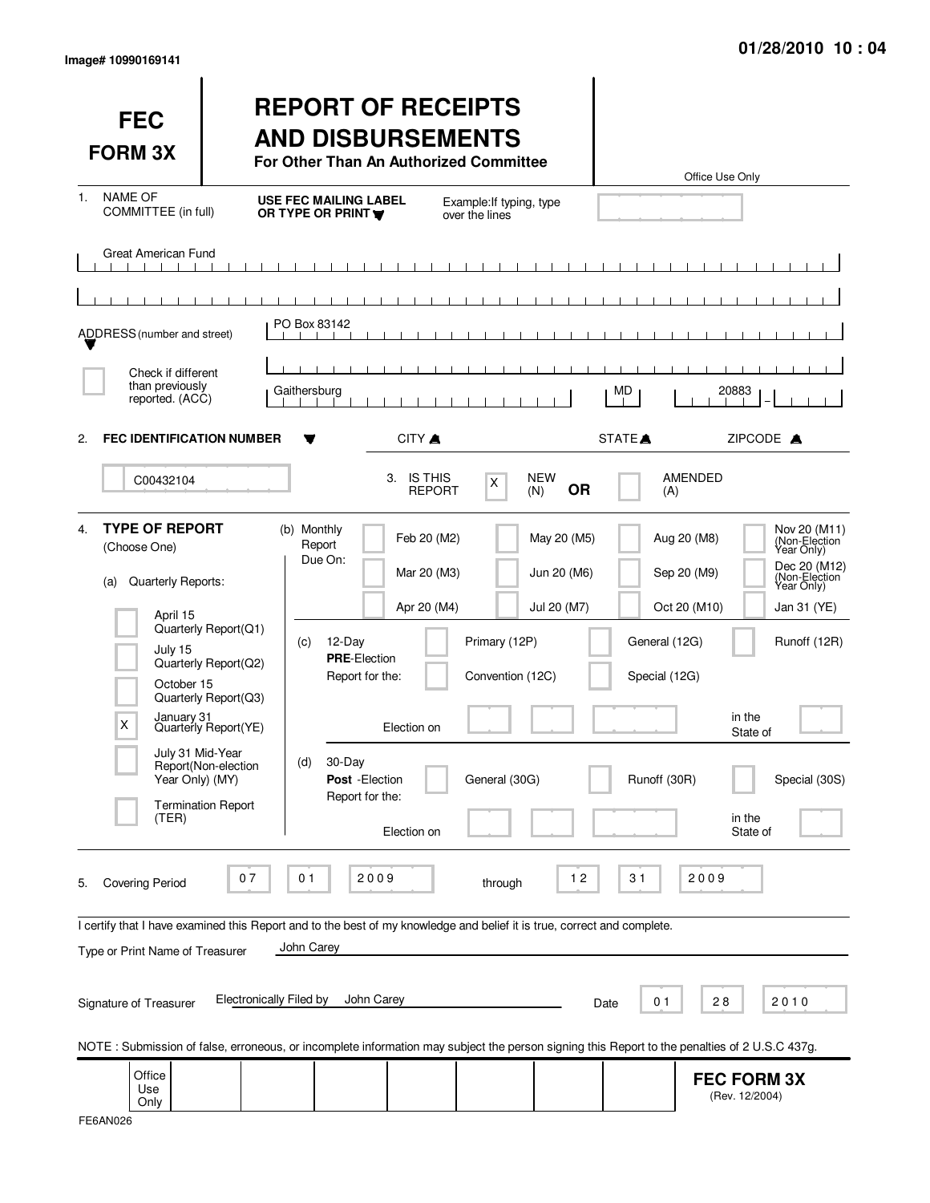Image# 10990169141

01/28/2010 10 : 04

# FEC FORM 3X

## REPORT OF RECEIPTS AND DISBURSEMENTS

**For Other Than An Authorized Committee**

Office Use Only

1. NAME OF COMMITTEE (in full) — USE FEC MAILING LABEL OR TYPE OR PRINT — Example: If typing, type over the lines

Great American Fund

ADDRESS (number and street): PO Box 83142

[ ] Check if different than previously reported. (ACC)

| CITY | STATE | ZIPCODE |
|---|---|---|
| Gaithersburg | MD | 20883 |

2. **FEC IDENTIFICATION NUMBER**: C00432104

3. IS THIS REPORT: [X] NEW (N) **OR** [ ] AMENDED (A)

4. **TYPE OF REPORT** (Choose One)

(a) Quarterly Reports:

- [ ] April 15 Quarterly Report (Q1)
- [ ] July 15 Quarterly Report (Q2)
- [ ] October 15 Quarterly Report (Q3)
- [X] January 31 Quarterly Report (YE)
- [ ] July 31 Mid-Year Report (Non-election Year Only) (MY)
- [ ] Termination Report (TER)

(b) Monthly Report Due On:

- [ ] Feb 20 (M2)
- [ ] Mar 20 (M3)
- [ ] Apr 20 (M4)
- [ ] May 20 (M5)
- [ ] Jun 20 (M6)
- [ ] Jul 20 (M7)
- [ ] Aug 20 (M8)
- [ ] Sep 20 (M9)
- [ ] Oct 20 (M10)
- [ ] Nov 20 (M11) (Non-Election Year Only)
- [ ] Dec 20 (M12) (Non-Election Year Only)
- [ ] Jan 31 (YE)

(c) 12-Day **PRE**-Election Report for the:

- [ ] Primary (12P)
- [ ] General (12G)
- [ ] Runoff (12R)
- [ ] Convention (12C)
- [ ] Special (12G)

Election on ______ in the State of ______

(d) 30-Day **Post**-Election Report for the:

- [ ] General (30G)
- [ ] Runoff (30R)
- [ ] Special (30S)

Election on ______ in the State of ______

5. Covering Period 07 01 2009 through 12 31 2009

I certify that I have examined this Report and to the best of my knowledge and belief it is true, correct and complete.

Type or Print Name of Treasurer: John Carey

Signature of Treasurer: Electronically Filed by John Carey    Date: 01 28 2010

NOTE : Submission of false, erroneous, or incomplete information may subject the person signing this Report to the penalties of 2 U.S.C 437g.

Office Use Only

**FEC FORM 3X** (Rev. 12/2004)

FE6AN026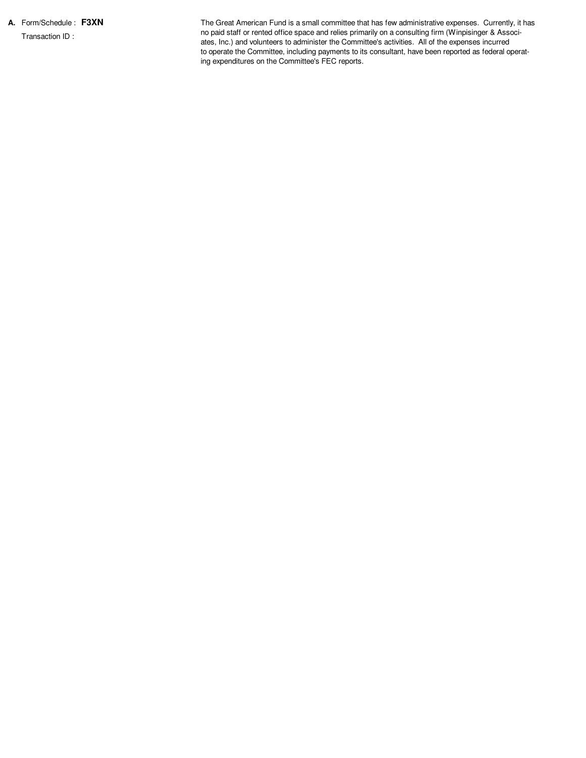**A.** Form/Schedule : **F3XN**

Transaction ID :

The Great American Fund is a small committee that has few administrative expenses. Currently, it has no paid staff or rented office space and relies primarily on a consulting firm (Winpisinger & Associates, Inc.) and volunteers to administer the Committee's activities. All of the expenses incurred to operate the Committee, including payments to its consultant, have been reported as federal operating expenditures on the Committee's FEC reports.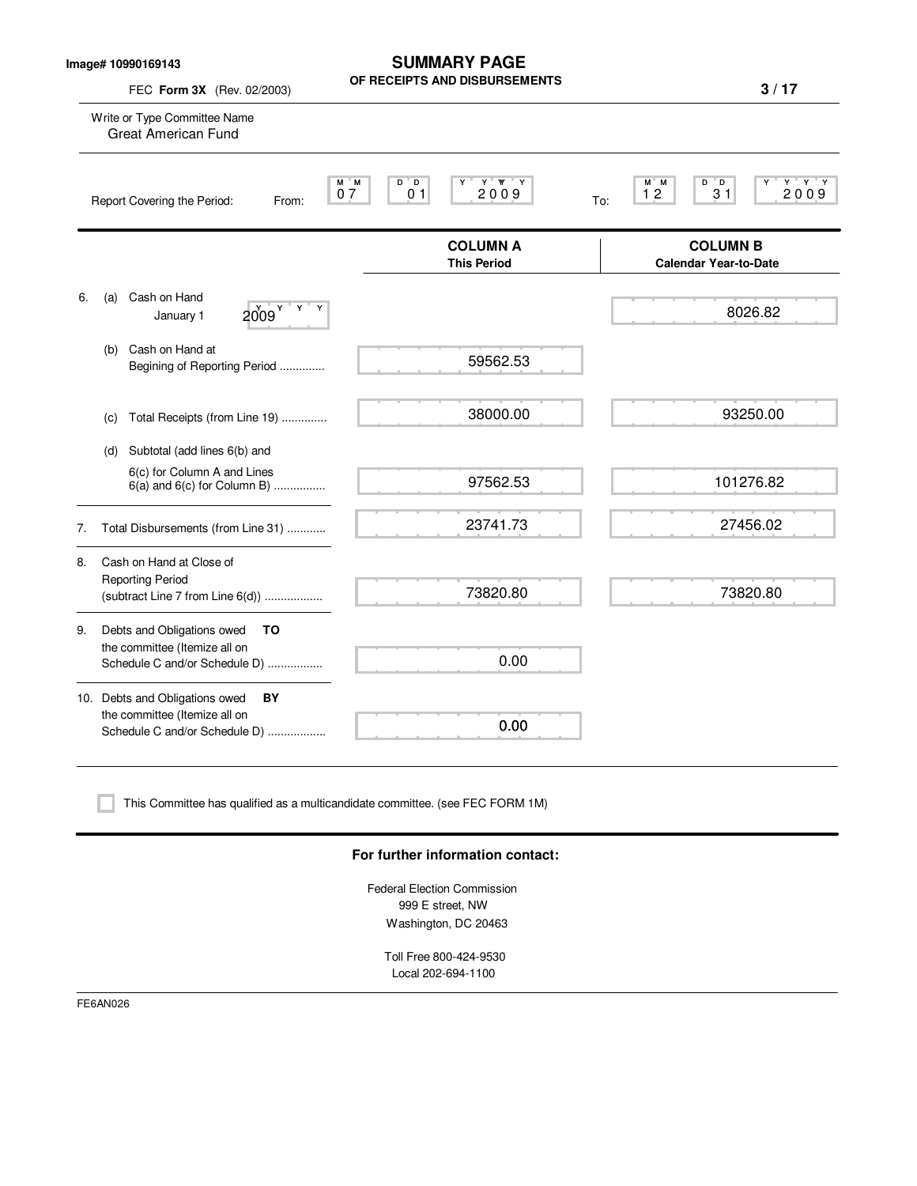Image# 10990169143

# SUMMARY PAGE
## OF RECEIPTS AND DISBURSEMENTS

FEC **Form 3X** (Rev. 02/2003)

Write or Type Committee Name
Great American Fund

Report Covering the Period: From: 07 01 2009 To: 12 31 2009

| | COLUMN A This Period | COLUMN B Calendar Year-to-Date |
|---|---|---|
| 6. (a) Cash on Hand January 1 2009 | | 8026.82 |
| (b) Cash on Hand at Begining of Reporting Period .............. | 59562.53 | |
| (c) Total Receipts (from Line 19) .............. | 38000.00 | 93250.00 |
| (d) Subtotal (add lines 6(b) and 6(c) for Column A and Lines 6(a) and 6(c) for Column B) ................ | 97562.53 | 101276.82 |
| 7. Total Disbursements (from Line 31) ............ | 23741.73 | 27456.02 |
| 8. Cash on Hand at Close of Reporting Period (subtract Line 7 from Line 6(d)) .................. | 73820.80 | 73820.80 |
| 9. Debts and Obligations owed **TO** the committee (Itemize all on Schedule C and/or Schedule D) ................. | 0.00 | |
| 10. Debts and Obligations owed **BY** the committee (Itemize all on Schedule C and/or Schedule D) .................. | 0.00 | |

☐ This Committee has qualified as a multicandidate committee. (see FEC FORM 1M)

**For further information contact:**

Federal Election Commission
999 E street, NW
Washington, DC 20463

Toll Free 800-424-9530
Local 202-694-1100

FE6AN026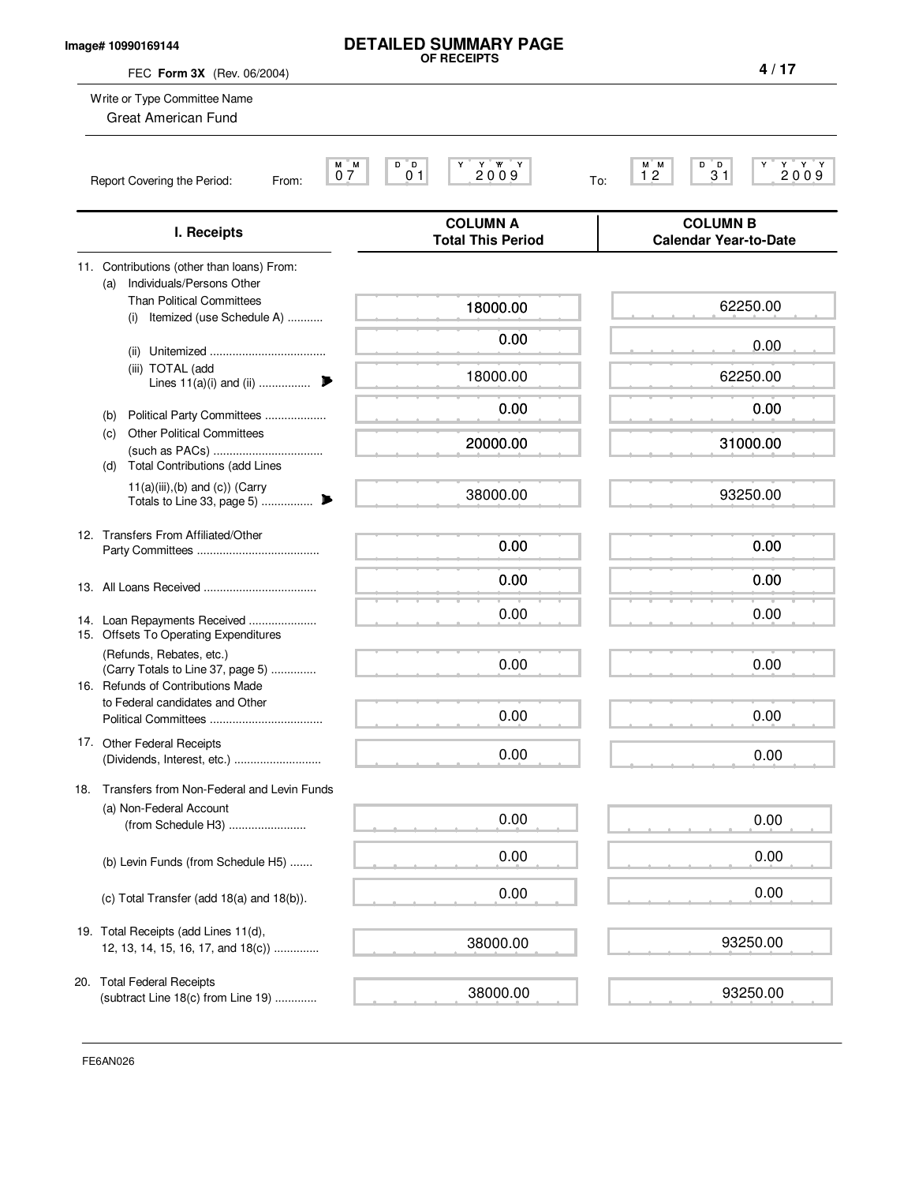Image# 10990169144

# DETAILED SUMMARY PAGE
## OF RECEIPTS

FEC **Form 3X** (Rev. 06/2004)

Write or Type Committee Name

Great American Fund

Report Covering the Period: From: 07 01 2009 To: 12 31 2009

| I. Receipts | COLUMN A Total This Period | COLUMN B Calendar Year-to-Date |
|---|---|---|
| 11. Contributions (other than loans) From: | | |
| (a) Individuals/Persons Other Than Political Committees | | |
| (i) Itemized (use Schedule A) ........... | 18000.00 | 62250.00 |
| (ii) Unitemized .................................... | 0.00 | 0.00 |
| (iii) TOTAL (add Lines 11(a)(i) and (ii) ................ | 18000.00 | 62250.00 |
| (b) Political Party Committees ................... | 0.00 | 0.00 |
| (c) Other Political Committees (such as PACs) .................................. | 20000.00 | 31000.00 |
| (d) Total Contributions (add Lines 11(a)(iii),(b) and (c)) (Carry Totals to Line 33, page 5) ................ | 38000.00 | 93250.00 |
| 12. Transfers From Affiliated/Other Party Committees ...................................... | 0.00 | 0.00 |
| 13. All Loans Received ................................... | 0.00 | 0.00 |
| 14. Loan Repayments Received ..................... | 0.00 | 0.00 |
| 15. Offsets To Operating Expenditures (Refunds, Rebates, etc.) (Carry Totals to Line 37, page 5) ............. | 0.00 | 0.00 |
| 16. Refunds of Contributions Made to Federal candidates and Other Political Committees ................................... | 0.00 | 0.00 |
| 17. Other Federal Receipts (Dividends, Interest, etc.) ........................... | 0.00 | 0.00 |
| 18. Transfers from Non-Federal and Levin Funds | | |
| (a) Non-Federal Account (from Schedule H3) ........................ | 0.00 | 0.00 |
| (b) Levin Funds (from Schedule H5) ....... | 0.00 | 0.00 |
| (c) Total Transfer (add 18(a) and 18(b)). | 0.00 | 0.00 |
| 19. Total Receipts (add Lines 11(d), 12, 13, 14, 15, 16, 17, and 18(c)) .............. | 38000.00 | 93250.00 |
| 20. Total Federal Receipts (subtract Line 18(c) from Line 19) ............. | 38000.00 | 93250.00 |

FE6AN026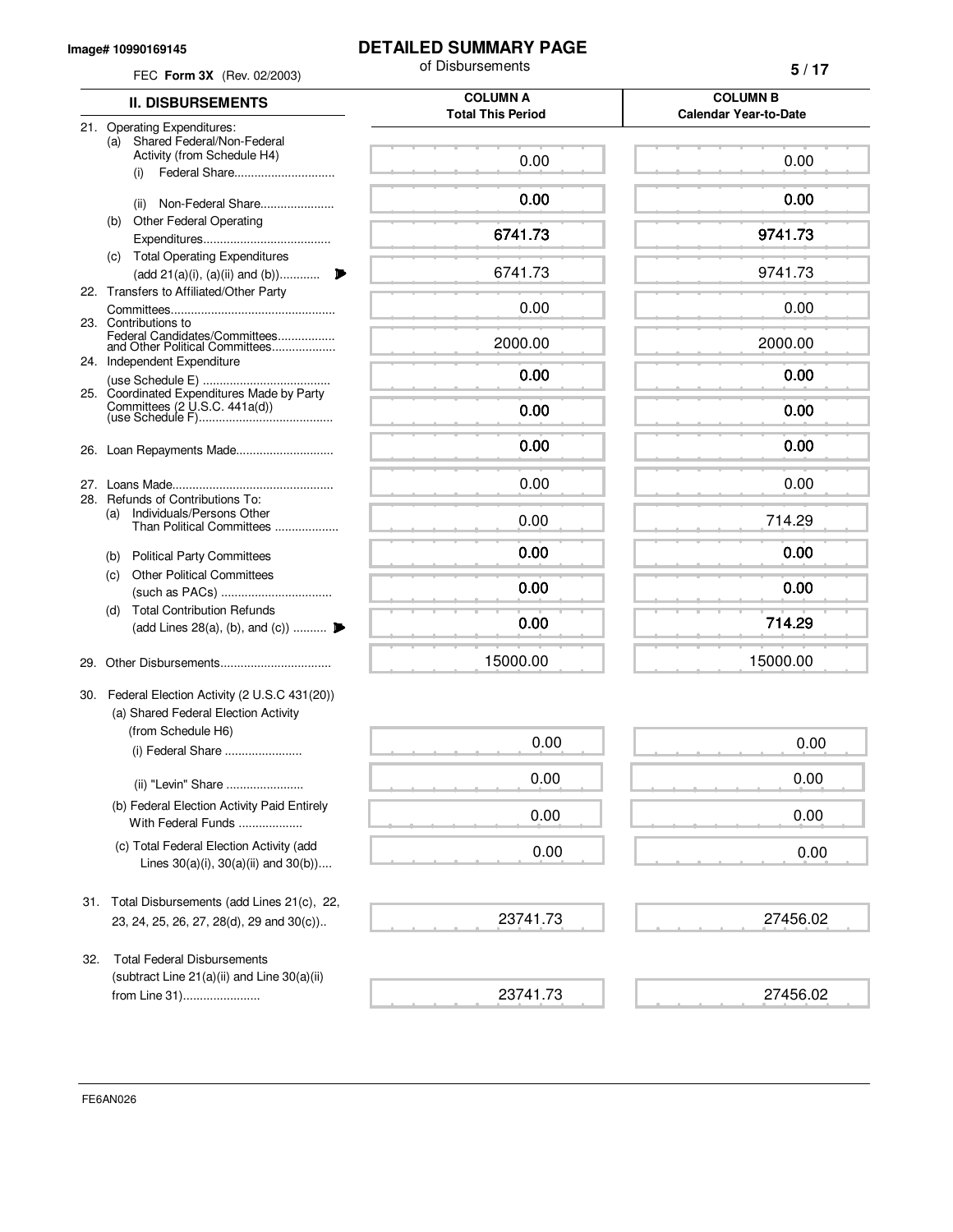Image# 10990169145

# DETAILED SUMMARY PAGE

of Disbursements

FEC **Form 3X** (Rev. 02/2003)

| II. DISBURSEMENTS | COLUMN A Total This Period | COLUMN B Calendar Year-to-Date |
|---|---|---|
| 21. Operating Expenditures: | | |
| (a) Shared Federal/Non-Federal Activity (from Schedule H4) | | |
| (i) Federal Share | 0.00 | 0.00 |
| (ii) Non-Federal Share | 0.00 | 0.00 |
| (b) Other Federal Operating Expenditures | 6741.73 | 9741.73 |
| (c) Total Operating Expenditures (add 21(a)(i), (a)(ii) and (b)) | 6741.73 | 9741.73 |
| 22. Transfers to Affiliated/Other Party Committees | 0.00 | 0.00 |
| 23. Contributions to Federal Candidates/Committees and Other Political Committees | 2000.00 | 2000.00 |
| 24. Independent Expenditure (use Schedule E) | 0.00 | 0.00 |
| 25. Coordinated Expenditures Made by Party Committees (2 U.S.C. 441a(d)) (use Schedule F) | 0.00 | 0.00 |
| 26. Loan Repayments Made | 0.00 | 0.00 |
| 27. Loans Made | 0.00 | 0.00 |
| 28. Refunds of Contributions To: | | |
| (a) Individuals/Persons Other Than Political Committees | 0.00 | 714.29 |
| (b) Political Party Committees | 0.00 | 0.00 |
| (c) Other Political Committees (such as PACs) | 0.00 | 0.00 |
| (d) Total Contribution Refunds (add Lines 28(a), (b), and (c)) | 0.00 | 714.29 |
| 29. Other Disbursements | 15000.00 | 15000.00 |
| 30. Federal Election Activity (2 U.S.C 431(20)) | | |
| (a) Shared Federal Election Activity (from Schedule H6) | | |
| (i) Federal Share | 0.00 | 0.00 |
| (ii) "Levin" Share | 0.00 | 0.00 |
| (b) Federal Election Activity Paid Entirely With Federal Funds | 0.00 | 0.00 |
| (c) Total Federal Election Activity (add Lines 30(a)(i), 30(a)(ii) and 30(b)) | 0.00 | 0.00 |
| 31. Total Disbursements (add Lines 21(c), 22, 23, 24, 25, 26, 27, 28(d), 29 and 30(c)) | 23741.73 | 27456.02 |
| 32. Total Federal Disbursements (subtract Line 21(a)(ii) and Line 30(a)(ii) from Line 31) | 23741.73 | 27456.02 |

FE6AN026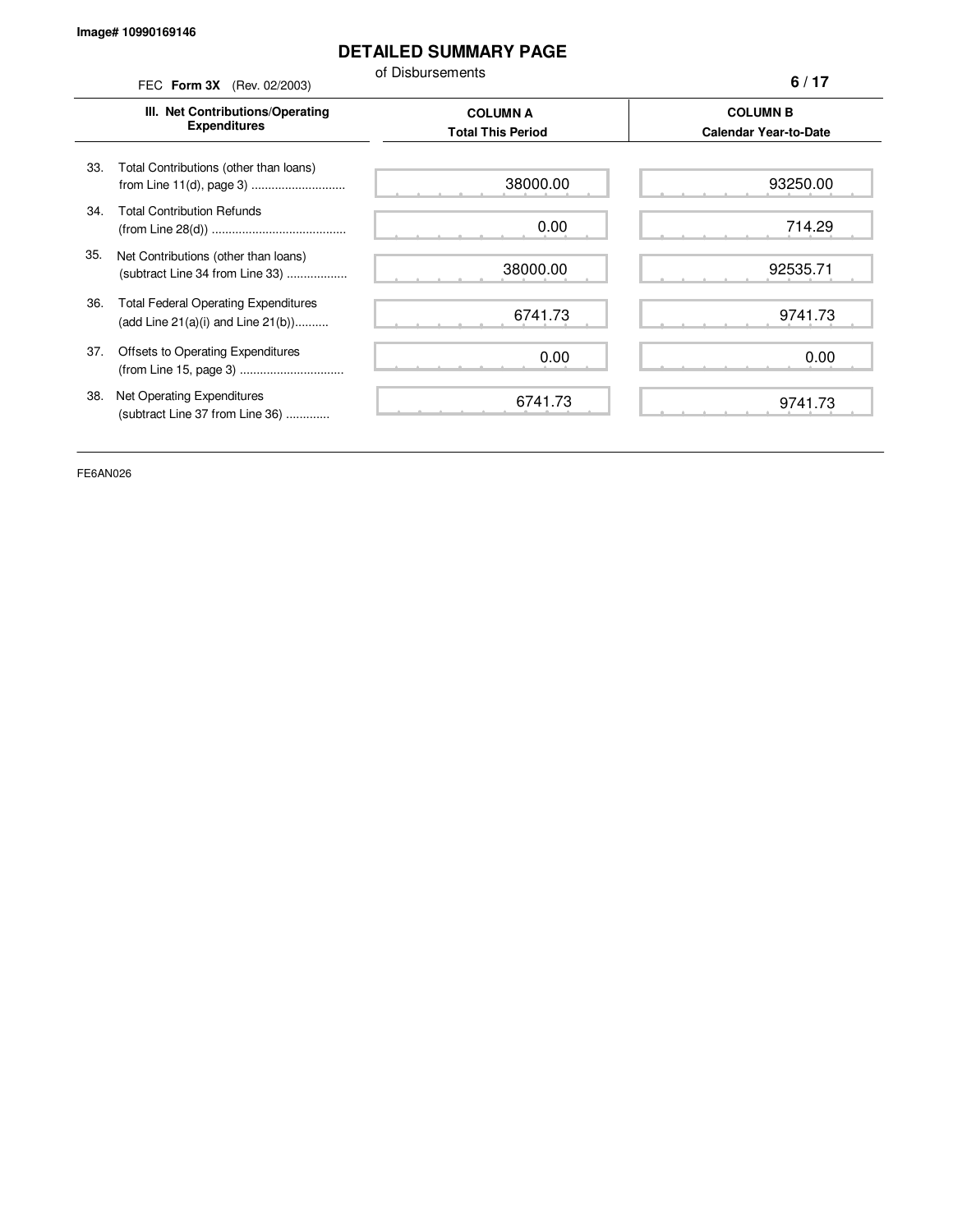Image# 10990169146

# DETAILED SUMMARY PAGE

of Disbursements

FEC **Form 3X** (Rev. 02/2003)

| III. Net Contributions/Operating Expenditures | COLUMN A Total This Period | COLUMN B Calendar Year-to-Date |
|---|---|---|
| 33. Total Contributions (other than loans) from Line 11(d), page 3 | 38000.00 | 93250.00 |
| 34. Total Contribution Refunds (from Line 28(d)) | 0.00 | 714.29 |
| 35. Net Contributions (other than loans) (subtract Line 34 from Line 33) | 38000.00 | 92535.71 |
| 36. Total Federal Operating Expenditures (add Line 21(a)(i) and Line 21(b)) | 6741.73 | 9741.73 |
| 37. Offsets to Operating Expenditures (from Line 15, page 3) | 0.00 | 0.00 |
| 38. Net Operating Expenditures (subtract Line 37 from Line 36) | 6741.73 | 9741.73 |

FE6AN026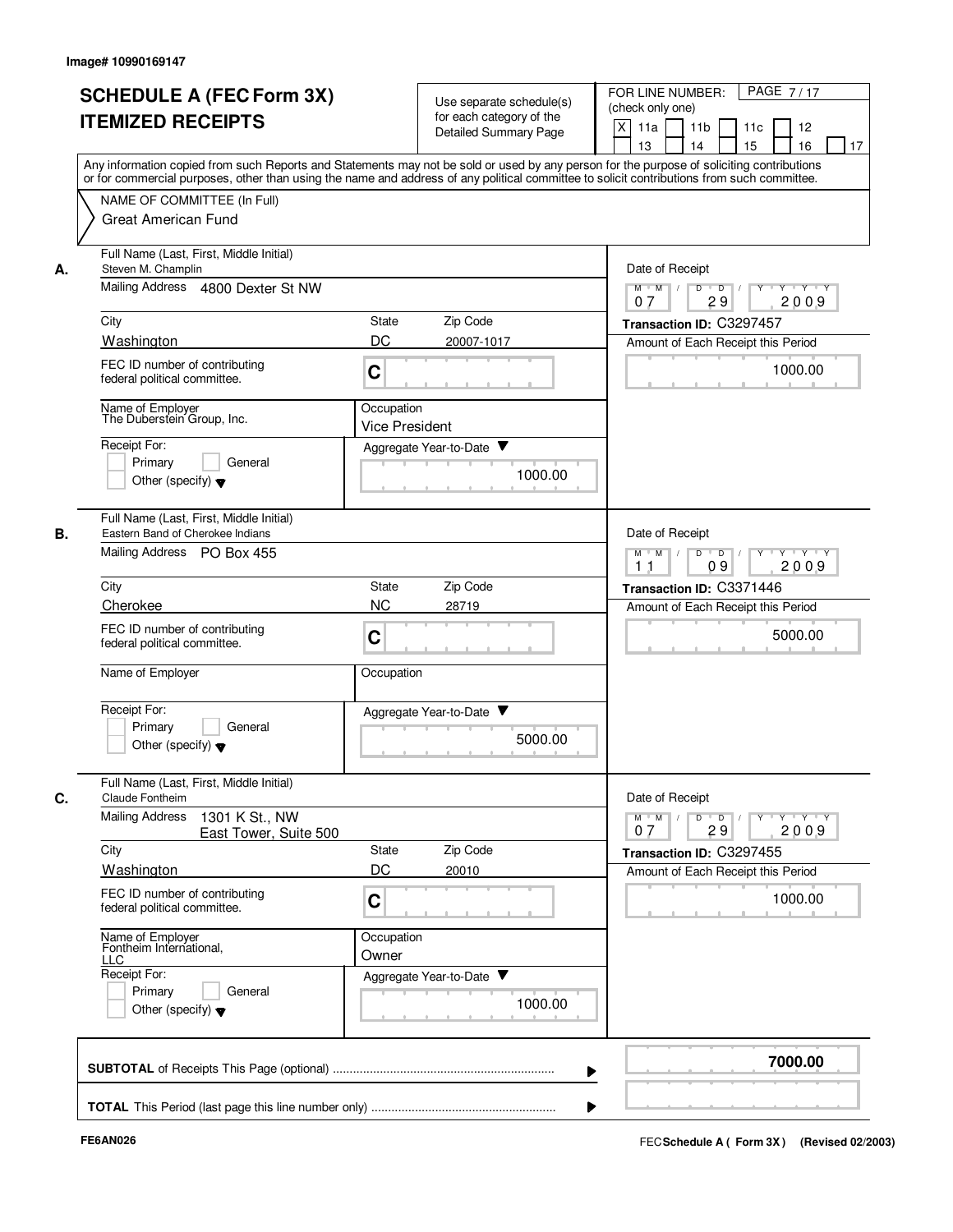Image# 10990169147

# SCHEDULE A (FEC Form 3X) ITEMIZED RECEIPTS

Use separate schedule(s) for each category of the Detailed Summary Page

FOR LINE NUMBER: (check only one)

[X] 11a [ ] 11b [ ] 11c [ ] 12 [ ] 13 [ ] 14 [ ] 15 [ ] 16 [ ] 17

PAGE 7 / 17

Any information copied from such Reports and Statements may not be sold or used by any person for the purpose of soliciting contributions or for commercial purposes, other than using the name and address of any political committee to solicit contributions from such committee.

NAME OF COMMITTEE (In Full)
Great American Fund

---

**A.** Full Name (Last, First, Middle Initial): Steven M. Champlin

Mailing Address: 4800 Dexter St NW

City: Washington | State: DC | Zip Code: 20007-1017

FEC ID number of contributing federal political committee: C

Name of Employer: The Duberstein Group, Inc.

Occupation: Vice President

Receipt For: [ ] Primary [ ] General [ ] Other (specify)

Date of Receipt: 07 / 29 / 2009

Transaction ID: C3297457

Amount of Each Receipt this Period: 1000.00

Aggregate Year-to-Date: 1000.00

---

**B.** Full Name (Last, First, Middle Initial): Eastern Band of Cherokee Indians

Mailing Address: PO Box 455

City: Cherokee | State: NC | Zip Code: 28719

FEC ID number of contributing federal political committee: C

Name of Employer:

Occupation:

Receipt For: [ ] Primary [ ] General [ ] Other (specify)

Date of Receipt: 11 / 09 / 2009

Transaction ID: C3371446

Amount of Each Receipt this Period: 5000.00

Aggregate Year-to-Date: 5000.00

---

**C.** Full Name (Last, First, Middle Initial): Claude Fontheim

Mailing Address: 1301 K St., NW, East Tower, Suite 500

City: Washington | State: DC | Zip Code: 20010

FEC ID number of contributing federal political committee: C

Name of Employer: Fontheim International, LLC

Occupation: Owner

Receipt For: [ ] Primary [ ] General [ ] Other (specify)

Date of Receipt: 07 / 29 / 2009

Transaction ID: C3297455

Amount of Each Receipt this Period: 1000.00

Aggregate Year-to-Date: 1000.00

---

**SUBTOTAL** of Receipts This Page (optional): **7000.00**

**TOTAL** This Period (last page this line number only):

FE6AN026

FEC **Schedule A ( Form 3X )** (Revised 02/2003)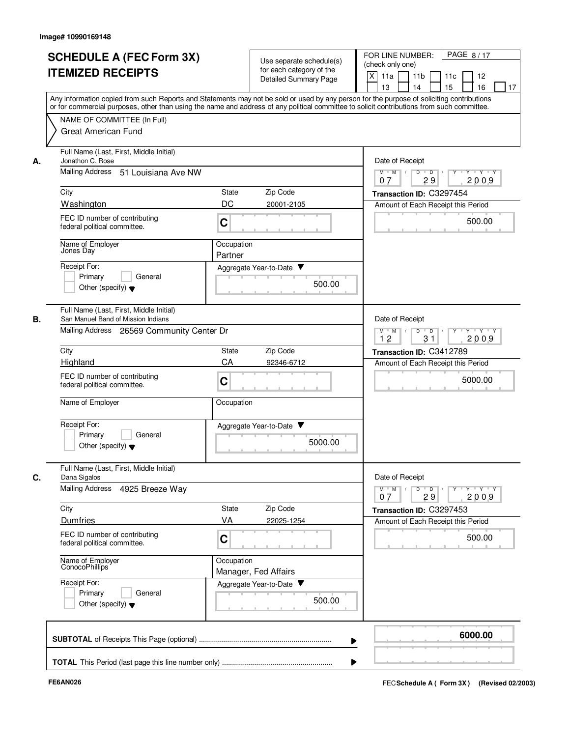Image# 10990169148

# SCHEDULE A (FEC Form 3X) ITEMIZED RECEIPTS

Use separate schedule(s) for each category of the Detailed Summary Page

FOR LINE NUMBER: (check only one)

[X] 11a [ ] 11b [ ] 11c [ ] 12 [ ] 13 [ ] 14 [ ] 15 [ ] 16 [ ] 17

PAGE 8 / 17

Any information copied from such Reports and Statements may not be sold or used by any person for the purpose of soliciting contributions or for commercial purposes, other than using the name and address of any political committee to solicit contributions from such committee.

NAME OF COMMITTEE (In Full)
Great American Fund

---

**A.** Full Name (Last, First, Middle Initial): Jonathon C. Rose

Mailing Address: 51 Louisiana Ave NW

City: Washington | State: DC | Zip Code: 20001-2105

FEC ID number of contributing federal political committee: C

Name of Employer: Jones Day

Occupation: Partner

Receipt For: [ ] Primary [ ] General [ ] Other (specify)

Aggregate Year-to-Date: 500.00

Date of Receipt: 07 / 29 / 2009

Transaction ID: C3297454

Amount of Each Receipt this Period: 500.00

---

**B.** Full Name (Last, First, Middle Initial): San Manuel Band of Mission Indians

Mailing Address: 26569 Community Center Dr

City: Highland | State: CA | Zip Code: 92346-6712

FEC ID number of contributing federal political committee: C

Name of Employer:

Occupation:

Receipt For: [ ] Primary [ ] General [ ] Other (specify)

Aggregate Year-to-Date: 5000.00

Date of Receipt: 12 / 31 / 2009

Transaction ID: C3412789

Amount of Each Receipt this Period: 5000.00

---

**C.** Full Name (Last, First, Middle Initial): Dana Sigalos

Mailing Address: 4925 Breeze Way

City: Dumfries | State: VA | Zip Code: 22025-1254

FEC ID number of contributing federal political committee: C

Name of Employer: ConocoPhillips

Occupation: Manager, Fed Affairs

Receipt For: [ ] Primary [ ] General [ ] Other (specify)

Aggregate Year-to-Date: 500.00

Date of Receipt: 07 / 29 / 2009

Transaction ID: C3297453

Amount of Each Receipt this Period: 500.00

---

**SUBTOTAL** of Receipts This Page (optional): **6000.00**

**TOTAL** This Period (last page this line number only):

FE6AN026

FEC Schedule A ( Form 3X ) (Revised 02/2003)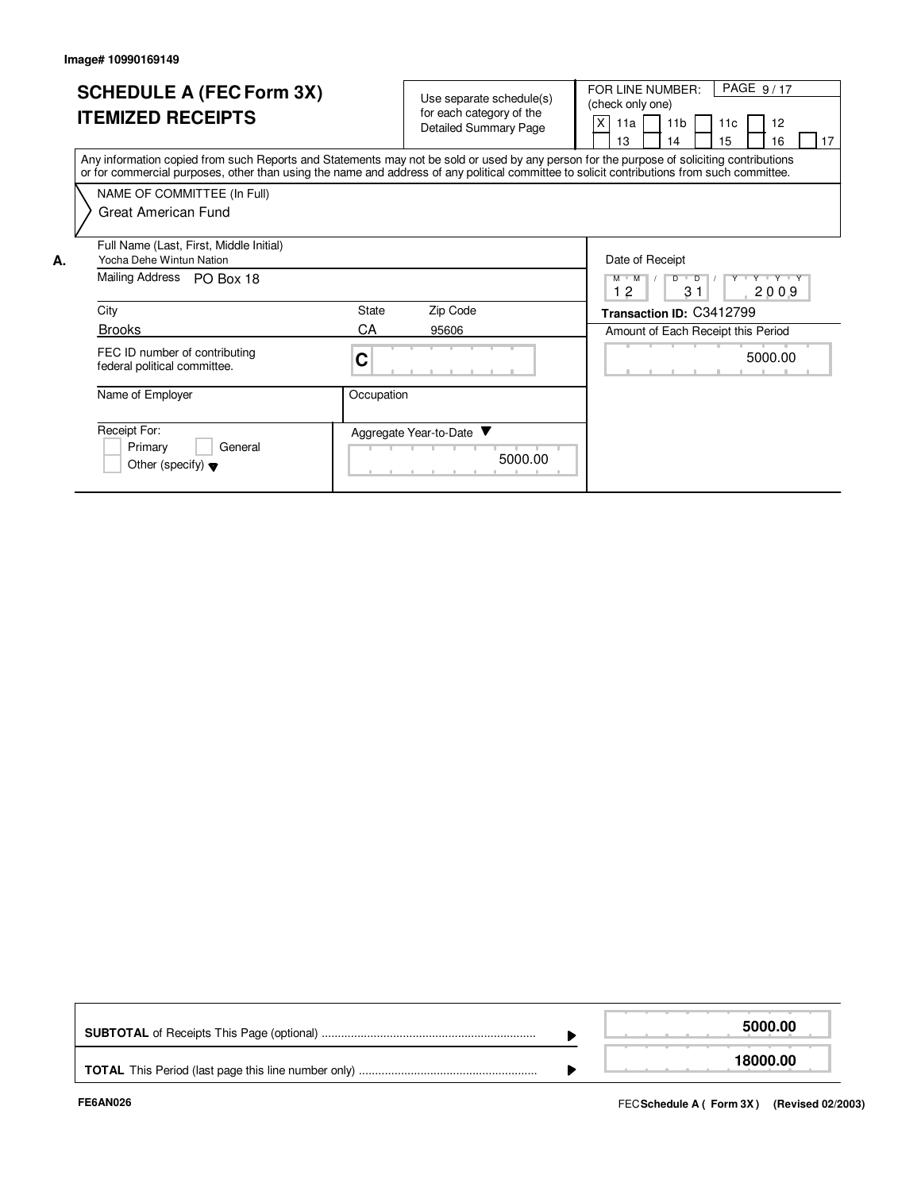Image# 10990169149

# SCHEDULE A (FEC Form 3X)
# ITEMIZED RECEIPTS

Use separate schedule(s) for each category of the Detailed Summary Page

FOR LINE NUMBER: (check only one)

[X] 11a [ ] 11b [ ] 11c [ ] 12 [ ] 13 [ ] 14 [ ] 15 [ ] 16 [ ] 17

Any information copied from such Reports and Statements may not be sold or used by any person for the purpose of soliciting contributions or for commercial purposes, other than using the name and address of any political committee to solicit contributions from such committee.

NAME OF COMMITTEE (In Full)
Great American Fund

**A.** Full Name (Last, First, Middle Initial)
Yocha Dehe Wintun Nation

Mailing Address: PO Box 18

| City | State | Zip Code |
|---|---|---|
| Brooks | CA | 95606 |

FEC ID number of contributing federal political committee: C

Name of Employer:

Occupation:

Receipt For:
[ ] Primary [ ] General
[ ] Other (specify)

Aggregate Year-to-Date: 5000.00

Date of Receipt: 12 / 31 / 2009

**Transaction ID:** C3412799

Amount of Each Receipt this Period: 5000.00

| | |
|---|---|
| **SUBTOTAL** of Receipts This Page (optional) | **5000.00** |
| **TOTAL** This Period (last page this line number only) | **18000.00** |

FE6AN026

FEC **Schedule A ( Form 3X )** (Revised 02/2003)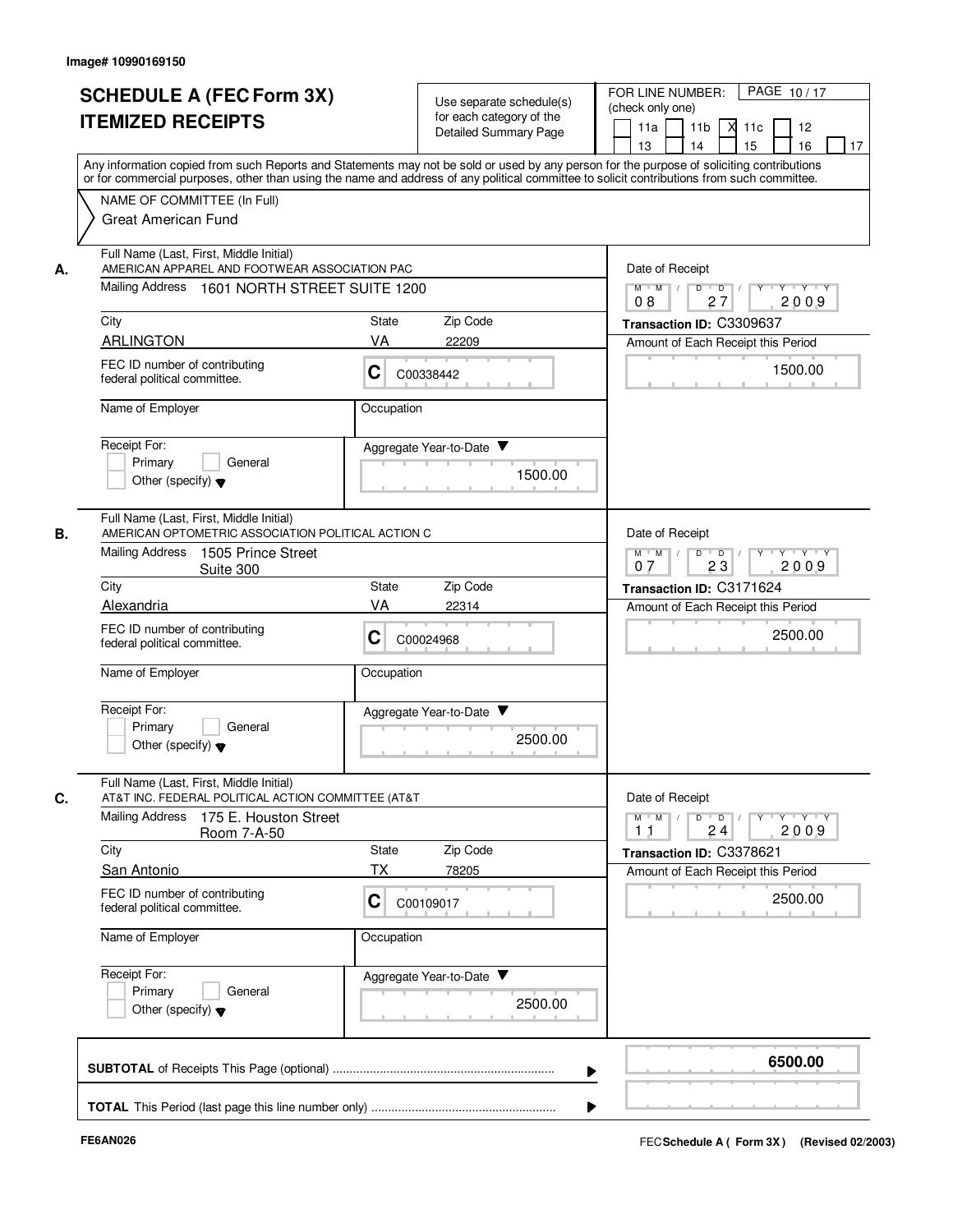Image# 10990169150

# SCHEDULE A (FEC Form 3X)
# ITEMIZED RECEIPTS

Use separate schedule(s) for each category of the Detailed Summary Page

FOR LINE NUMBER: (check only one)

11a | 11b | [X] 11c | 12 | 13 | 14 | 15 | 16 | 17

PAGE 10 / 17

Any information copied from such Reports and Statements may not be sold or used by any person for the purpose of soliciting contributions or for commercial purposes, other than using the name and address of any political committee to solicit contributions from such committee.

NAME OF COMMITTEE (In Full)
Great American Fund

---

**A.** Full Name (Last, First, Middle Initial)
AMERICAN APPAREL AND FOOTWEAR ASSOCIATION PAC

Mailing Address: 1601 NORTH STREET SUITE 1200

City: ARLINGTON | State: VA | Zip Code: 22209

FEC ID number of contributing federal political committee: C C00338442

Name of Employer:

Occupation:

Receipt For: Primary / General / Other (specify)

Aggregate Year-to-Date: 1500.00

Date of Receipt: 08 / 27 / 2009

Transaction ID: C3309637

Amount of Each Receipt this Period: 1500.00

---

**B.** Full Name (Last, First, Middle Initial)
AMERICAN OPTOMETRIC ASSOCIATION POLITICAL ACTION C

Mailing Address: 1505 Prince Street
Suite 300

City: Alexandria | State: VA | Zip Code: 22314

FEC ID number of contributing federal political committee: C C00024968

Name of Employer:

Occupation:

Receipt For: Primary / General / Other (specify)

Aggregate Year-to-Date: 2500.00

Date of Receipt: 07 / 23 / 2009

Transaction ID: C3171624

Amount of Each Receipt this Period: 2500.00

---

**C.** Full Name (Last, First, Middle Initial)
AT&T INC. FEDERAL POLITICAL ACTION COMMITTEE (AT&T

Mailing Address: 175 E. Houston Street
Room 7-A-50

City: San Antonio | State: TX | Zip Code: 78205

FEC ID number of contributing federal political committee: C C00109017

Name of Employer:

Occupation:

Receipt For: Primary / General / Other (specify)

Aggregate Year-to-Date: 2500.00

Date of Receipt: 11 / 24 / 2009

Transaction ID: C3378621

Amount of Each Receipt this Period: 2500.00

---

**SUBTOTAL** of Receipts This Page (optional): **6500.00**

**TOTAL** This Period (last page this line number only):

FE6AN026

FEC **Schedule A ( Form 3X )** (Revised 02/2003)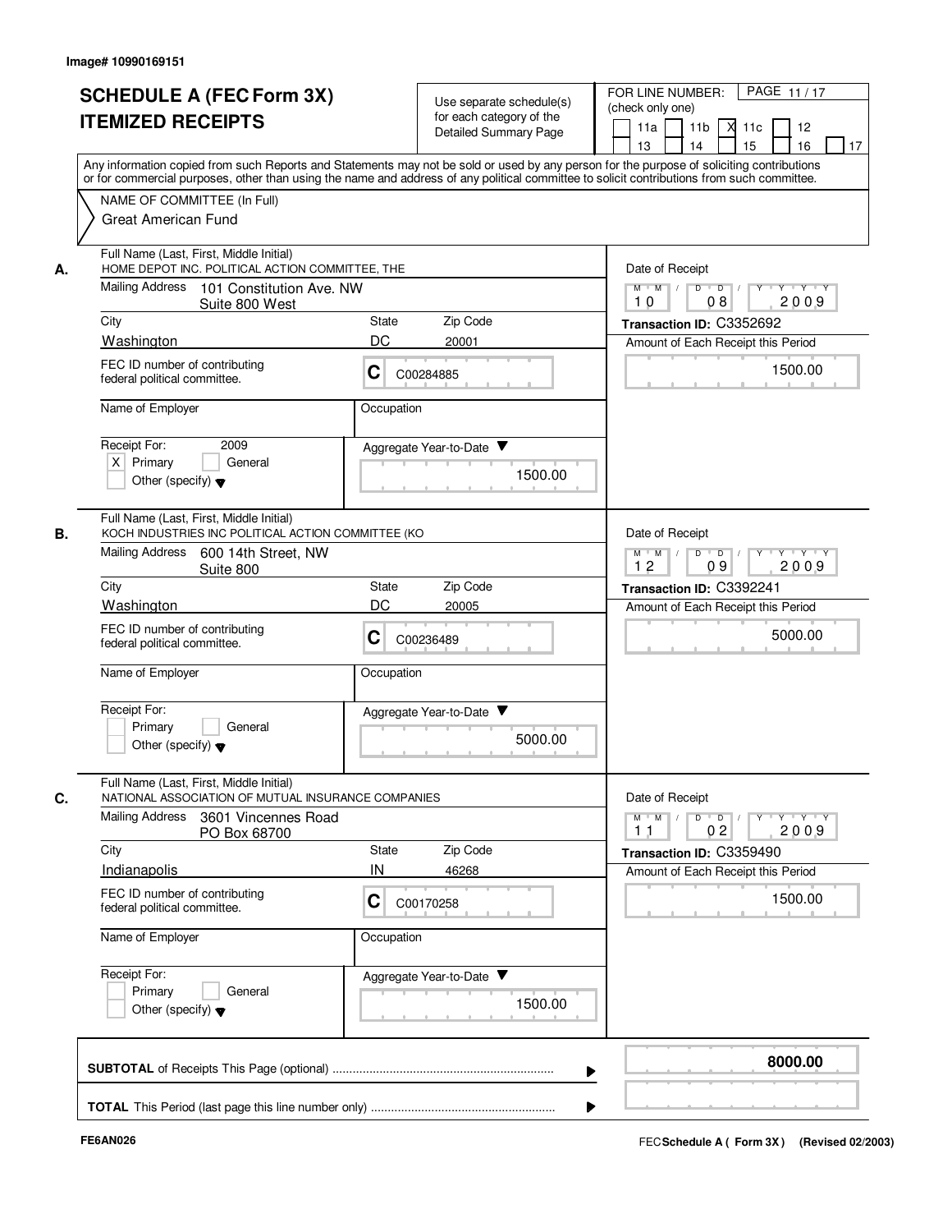Image# 10990169151

# SCHEDULE A (FEC Form 3X)
# ITEMIZED RECEIPTS

Use separate schedule(s) for each category of the Detailed Summary Page

FOR LINE NUMBER: (check only one)

11a [ ] 11b [ ] 11c [X] 12 [ ] 13 [ ] 14 [ ] 15 [ ] 16 [ ] 17 [ ]

Any information copied from such Reports and Statements may not be sold or used by any person for the purpose of soliciting contributions or for commercial purposes, other than using the name and address of any political committee to solicit contributions from such committee.

NAME OF COMMITTEE (In Full)
Great American Fund

---

**A.** Full Name (Last, First, Middle Initial)
HOME DEPOT INC. POLITICAL ACTION COMMITTEE, THE

Mailing Address: 101 Constitution Ave. NW, Suite 800 West

City: Washington | State: DC | Zip Code: 20001

FEC ID number of contributing federal political committee: C C00284885

Name of Employer: | Occupation:

Receipt For: 2009 [X] Primary [ ] General [ ] Other (specify)

Aggregate Year-to-Date: 1500.00

Date of Receipt: 10/08/2009

Transaction ID: C3352692

Amount of Each Receipt this Period: 1500.00

---

**B.** Full Name (Last, First, Middle Initial)
KOCH INDUSTRIES INC POLITICAL ACTION COMMITTEE (KO

Mailing Address: 600 14th Street, NW, Suite 800

City: Washington | State: DC | Zip Code: 20005

FEC ID number of contributing federal political committee: C C00236489

Name of Employer: | Occupation:

Receipt For: [ ] Primary [ ] General [ ] Other (specify)

Aggregate Year-to-Date: 5000.00

Date of Receipt: 12/09/2009

Transaction ID: C3392241

Amount of Each Receipt this Period: 5000.00

---

**C.** Full Name (Last, First, Middle Initial)
NATIONAL ASSOCIATION OF MUTUAL INSURANCE COMPANIES

Mailing Address: 3601 Vincennes Road, PO Box 68700

City: Indianapolis | State: IN | Zip Code: 46268

FEC ID number of contributing federal political committee: C C00170258

Name of Employer: | Occupation:

Receipt For: [ ] Primary [ ] General [ ] Other (specify)

Aggregate Year-to-Date: 1500.00

Date of Receipt: 11/02/2009

Transaction ID: C3359490

Amount of Each Receipt this Period: 1500.00

---

**SUBTOTAL** of Receipts This Page (optional): **8000.00**

**TOTAL** This Period (last page this line number only):

FE6AN026

FEC **Schedule A ( Form 3X)** (Revised 02/2003)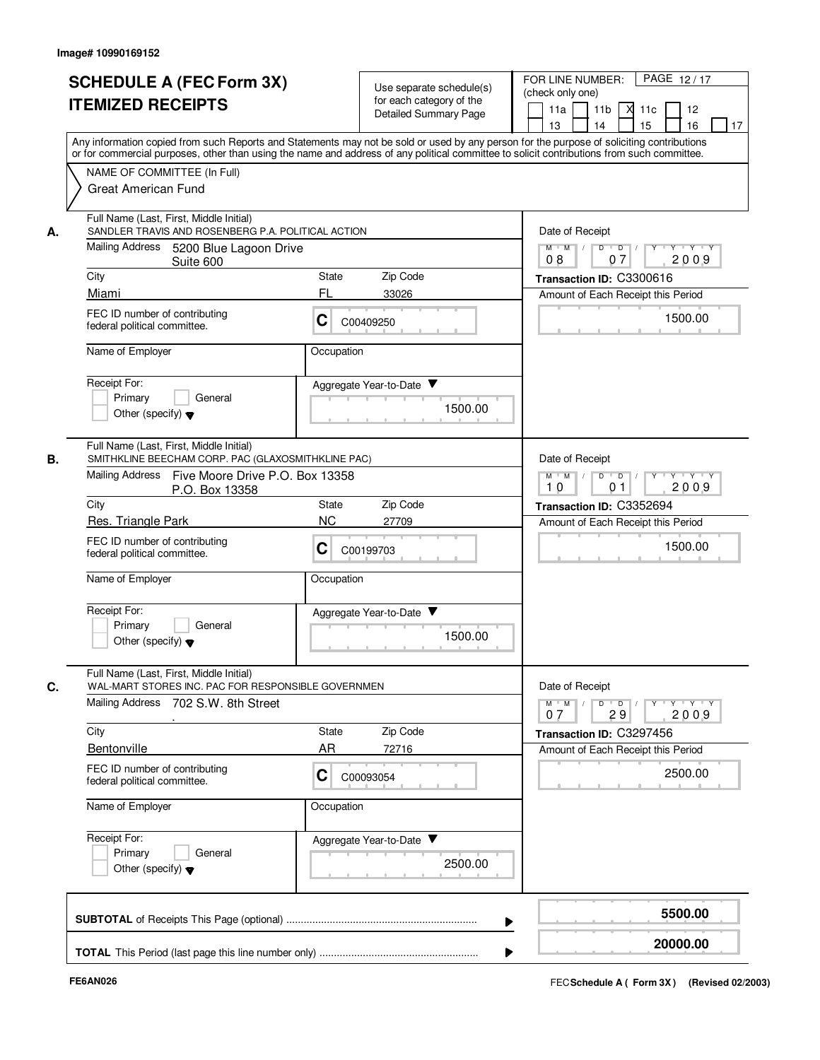Image# 10990169152

# SCHEDULE A (FEC Form 3X) ITEMIZED RECEIPTS

Use separate schedule(s) for each category of the Detailed Summary Page

FOR LINE NUMBER: (check only one)
11a [ ] 11b [ ] 11c [X] 12 [ ] 13 [ ] 14 [ ] 15 [ ] 16 [ ] 17 [ ]

PAGE 12 / 17

Any information copied from such Reports and Statements may not be sold or used by any person for the purpose of soliciting contributions or for commercial purposes, other than using the name and address of any political committee to solicit contributions from such committee.

NAME OF COMMITTEE (In Full)
Great American Fund

---

**A.** Full Name (Last, First, Middle Initial): SANDLER TRAVIS AND ROSENBERG P.A. POLITICAL ACTION

Mailing Address: 5200 Blue Lagoon Drive, Suite 600

City: Miami | State: FL | Zip Code: 33026

FEC ID number of contributing federal political committee: C C00409250

Name of Employer:

Occupation:

Receipt For: Primary [ ] General [ ] Other (specify)

Date of Receipt: 08 / 07 / 2009

Transaction ID: C3300616

Amount of Each Receipt this Period: 1500.00

Aggregate Year-to-Date: 1500.00

---

**B.** Full Name (Last, First, Middle Initial): SMITHKLINE BEECHAM CORP. PAC (GLAXOSMITHKLINE PAC)

Mailing Address: Five Moore Drive P.O. Box 13358, P.O. Box 13358

City: Res. Triangle Park | State: NC | Zip Code: 27709

FEC ID number of contributing federal political committee: C C00199703

Name of Employer:

Occupation:

Receipt For: Primary [ ] General [ ] Other (specify)

Date of Receipt: 10 / 01 / 2009

Transaction ID: C3352694

Amount of Each Receipt this Period: 1500.00

Aggregate Year-to-Date: 1500.00

---

**C.** Full Name (Last, First, Middle Initial): WAL-MART STORES INC. PAC FOR RESPONSIBLE GOVERNMEN

Mailing Address: 702 S.W. 8th Street
.

City: Bentonville | State: AR | Zip Code: 72716

FEC ID number of contributing federal political committee: C C00093054

Name of Employer:

Occupation:

Receipt For: Primary [ ] General [ ] Other (specify)

Date of Receipt: 07 / 29 / 2009

Transaction ID: C3297456

Amount of Each Receipt this Period: 2500.00

Aggregate Year-to-Date: 2500.00

---

**SUBTOTAL** of Receipts This Page (optional): **5500.00**

**TOTAL** This Period (last page this line number only): **20000.00**

FE6AN026

FEC **Schedule A ( Form 3X )** (Revised 02/2003)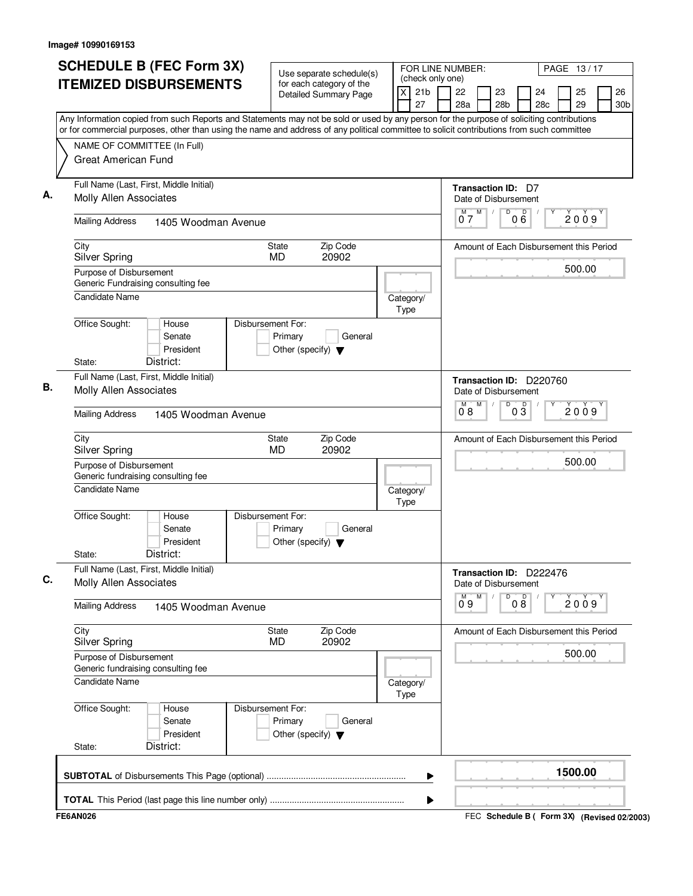Image# 10990169153

# SCHEDULE B (FEC Form 3X) ITEMIZED DISBURSEMENTS

Use separate schedule(s) for each category of the Detailed Summary Page

FOR LINE NUMBER: (check only one)

[X] 21b [ ] 22 [ ] 23 [ ] 24 [ ] 25 [ ] 26 [ ] 27 [ ] 28a [ ] 28b [ ] 28c [ ] 29 [ ] 30b

PAGE 13 / 17

Any Information copied from such Reports and Statements may not be sold or used by any person for the purpose of soliciting contributions or for commercial purposes, other than using the name and address of any political committee to solicit contributions from such committee

NAME OF COMMITTEE (In Full)
Great American Fund

---

**A.** Full Name (Last, First, Middle Initial): Molly Allen Associates

Mailing Address: 1405 Woodman Avenue

City: Silver Spring | State: MD | Zip Code: 20902

Purpose of Disbursement: Generic Fundraising consulting fee

Candidate Name:

Category/Type:

Office Sought: [ ] House [ ] Senate [ ] President

State: District:

Disbursement For: [ ] Primary [ ] General [ ] Other (specify)

Transaction ID: D7

Date of Disbursement: 07 / 06 / 2009

Amount of Each Disbursement this Period: 500.00

---

**B.** Full Name (Last, First, Middle Initial): Molly Allen Associates

Mailing Address: 1405 Woodman Avenue

City: Silver Spring | State: MD | Zip Code: 20902

Purpose of Disbursement: Generic fundraising consulting fee

Candidate Name:

Category/Type:

Office Sought: [ ] House [ ] Senate [ ] President

State: District:

Disbursement For: [ ] Primary [ ] General [ ] Other (specify)

Transaction ID: D220760

Date of Disbursement: 08 / 03 / 2009

Amount of Each Disbursement this Period: 500.00

---

**C.** Full Name (Last, First, Middle Initial): Molly Allen Associates

Mailing Address: 1405 Woodman Avenue

City: Silver Spring | State: MD | Zip Code: 20902

Purpose of Disbursement: Generic fundraising consulting fee

Candidate Name:

Category/Type:

Office Sought: [ ] House [ ] Senate [ ] President

State: District:

Disbursement For: [ ] Primary [ ] General [ ] Other (specify)

Transaction ID: D222476

Date of Disbursement: 09 / 08 / 2009

Amount of Each Disbursement this Period: 500.00

---

**SUBTOTAL** of Disbursements This Page (optional): 1500.00

**TOTAL** This Period (last page this line number only):

FE6AN026

FEC Schedule B ( Form 3X) (Revised 02/2003)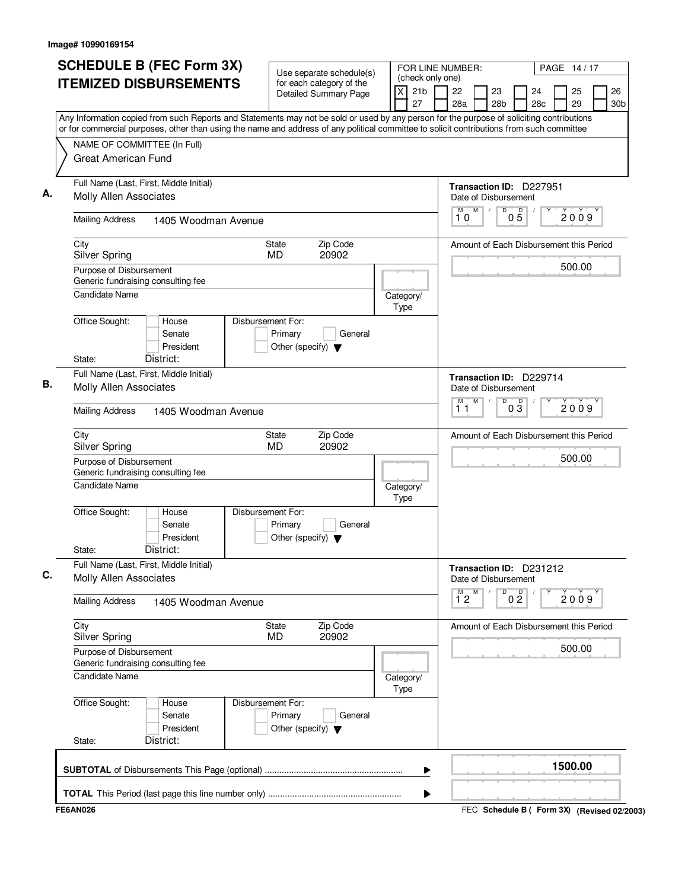Image# 10990169154

# SCHEDULE B (FEC Form 3X) ITEMIZED DISBURSEMENTS

Use separate schedule(s) for each category of the Detailed Summary Page

FOR LINE NUMBER: (check only one)

[X] 21b [ ] 22 [ ] 23 [ ] 24 [ ] 25 [ ] 26 [ ] 27 [ ] 28a [ ] 28b [ ] 28c [ ] 29 [ ] 30b

PAGE 14 / 17

Any Information copied from such Reports and Statements may not be sold or used by any person for the purpose of soliciting contributions or for commercial purposes, other than using the name and address of any political committee to solicit contributions from such committee

NAME OF COMMITTEE (In Full)
Great American Fund

**A.** Full Name (Last, First, Middle Initial): Molly Allen Associates
Mailing Address: 1405 Woodman Avenue
City: Silver Spring State: MD Zip Code: 20902
Purpose of Disbursement: Generic fundraising consulting fee
Candidate Name:
Category/Type:
Office Sought: [ ] House [ ] Senate [ ] President
State: District:
Disbursement For: [ ] Primary [ ] General [ ] Other (specify)
Transaction ID: D227951
Date of Disbursement: 10 / 05 / 2009
Amount of Each Disbursement this Period: 500.00

**B.** Full Name (Last, First, Middle Initial): Molly Allen Associates
Mailing Address: 1405 Woodman Avenue
City: Silver Spring State: MD Zip Code: 20902
Purpose of Disbursement: Generic fundraising consulting fee
Candidate Name:
Category/Type:
Office Sought: [ ] House [ ] Senate [ ] President
State: District:
Disbursement For: [ ] Primary [ ] General [ ] Other (specify)
Transaction ID: D229714
Date of Disbursement: 11 / 03 / 2009
Amount of Each Disbursement this Period: 500.00

**C.** Full Name (Last, First, Middle Initial): Molly Allen Associates
Mailing Address: 1405 Woodman Avenue
City: Silver Spring State: MD Zip Code: 20902
Purpose of Disbursement: Generic fundraising consulting fee
Candidate Name:
Category/Type:
Office Sought: [ ] House [ ] Senate [ ] President
State: District:
Disbursement For: [ ] Primary [ ] General [ ] Other (specify)
Transaction ID: D231212
Date of Disbursement: 12 / 02 / 2009
Amount of Each Disbursement this Period: 500.00

**SUBTOTAL** of Disbursements This Page (optional) ........ 1500.00

**TOTAL** This Period (last page this line number only) ........

FE6AN026 FEC Schedule B ( Form 3X) (Revised 02/2003)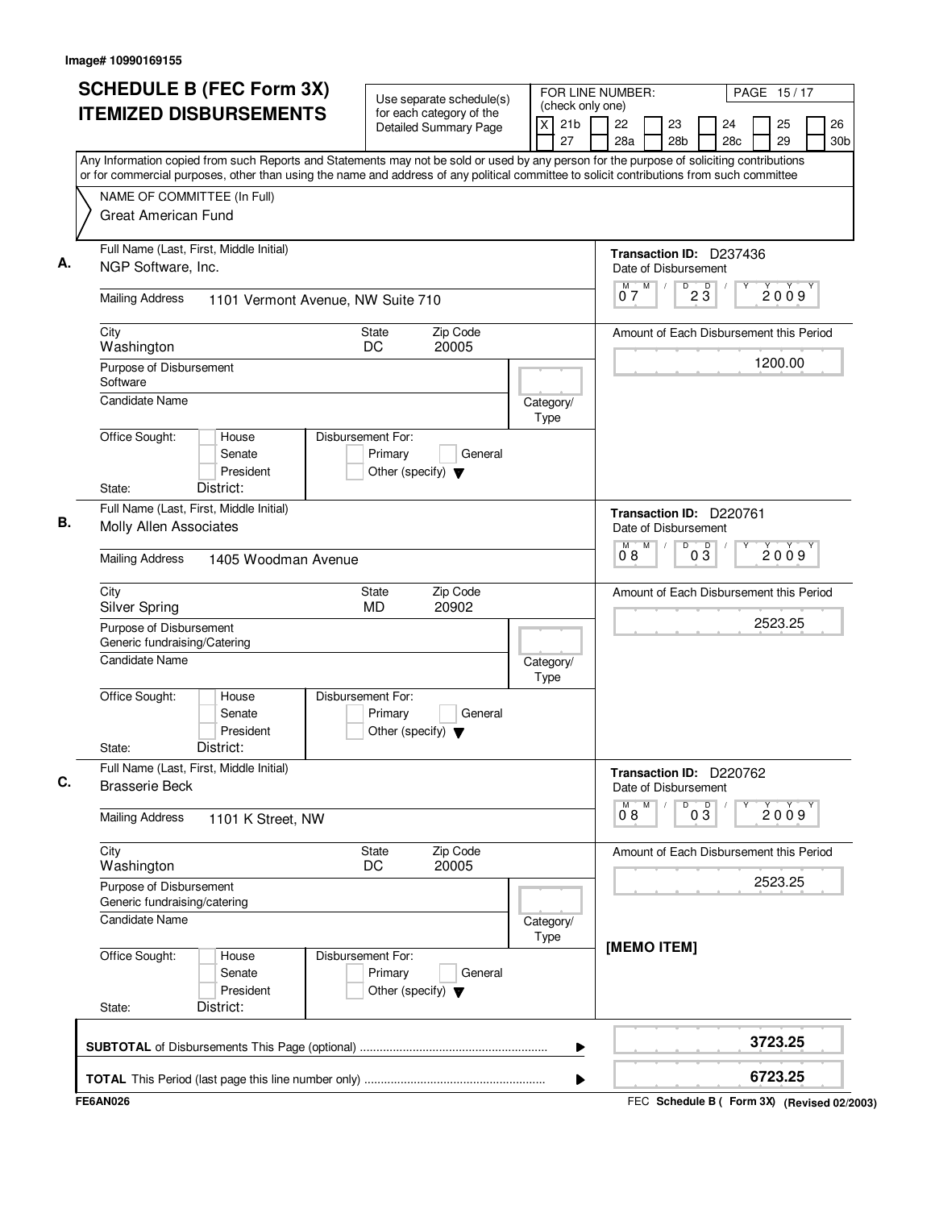Image# 10990169155

# SCHEDULE B (FEC Form 3X) ITEMIZED DISBURSEMENTS

Use separate schedule(s) for each category of the Detailed Summary Page

FOR LINE NUMBER: (check only one)

[X] 21b [ ] 22 [ ] 23 [ ] 24 [ ] 25 [ ] 26
[ ] 27 [ ] 28a [ ] 28b [ ] 28c [ ] 29 [ ] 30b

Any Information copied from such Reports and Statements may not be sold or used by any person for the purpose of soliciting contributions or for commercial purposes, other than using the name and address of any political committee to solicit contributions from such committee

NAME OF COMMITTEE (In Full)
Great American Fund

---

**A.**

Full Name (Last, First, Middle Initial): NGP Software, Inc.

Mailing Address: 1101 Vermont Avenue, NW Suite 710

City: Washington | State: DC | Zip Code: 20005

Purpose of Disbursement: Software

Candidate Name:

Category/Type:

Office Sought: [ ] House [ ] Senate [ ] President

State: District:

Disbursement For: [ ] Primary [ ] General [ ] Other (specify)

Transaction ID: D237436

Date of Disbursement: 07 / 23 / 2009

Amount of Each Disbursement this Period: 1200.00

---

**B.**

Full Name (Last, First, Middle Initial): Molly Allen Associates

Mailing Address: 1405 Woodman Avenue

City: Silver Spring | State: MD | Zip Code: 20902

Purpose of Disbursement: Generic fundraising/Catering

Candidate Name:

Category/Type:

Office Sought: [ ] House [ ] Senate [ ] President

State: District:

Disbursement For: [ ] Primary [ ] General [ ] Other (specify)

Transaction ID: D220761

Date of Disbursement: 08 / 03 / 2009

Amount of Each Disbursement this Period: 2523.25

---

**C.**

Full Name (Last, First, Middle Initial): Brasserie Beck

Mailing Address: 1101 K Street, NW

City: Washington | State: DC | Zip Code: 20005

Purpose of Disbursement: Generic fundraising/catering

Candidate Name:

Category/Type:

Office Sought: [ ] House [ ] Senate [ ] President

State: District:

Disbursement For: [ ] Primary [ ] General [ ] Other (specify)

Transaction ID: D220762

Date of Disbursement: 08 / 03 / 2009

Amount of Each Disbursement this Period: 2523.25

[MEMO ITEM]

---

**SUBTOTAL** of Disbursements This Page (optional): 3723.25

**TOTAL** This Period (last page this line number only): 6723.25

FE6AN026

FEC Schedule B ( Form 3X) (Revised 02/2003)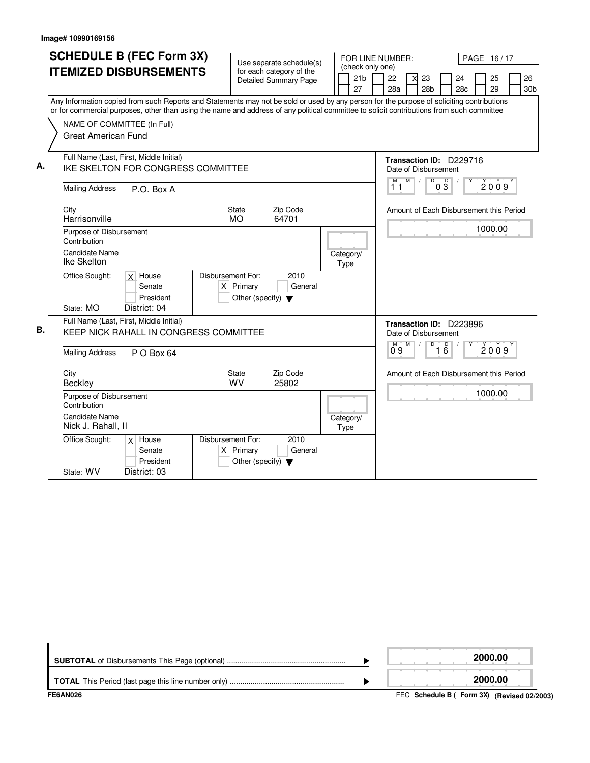Image# 10990169156

# SCHEDULE B (FEC Form 3X) ITEMIZED DISBURSEMENTS

Use separate schedule(s) for each category of the Detailed Summary Page

FOR LINE NUMBER: (check only one)

| | | | | | |
|---|---|---|---|---|---|
| [ ] 21b | [ ] 22 | [X] 23 | [ ] 24 | [ ] 25 | [ ] 26 |
| [ ] 27 | [ ] 28a | [ ] 28b | [ ] 28c | [ ] 29 | [ ] 30b |

PAGE 16 / 17

Any Information copied from such Reports and Statements may not be sold or used by any person for the purpose of soliciting contributions or for commercial purposes, other than using the name and address of any political committee to solicit contributions from such committee

NAME OF COMMITTEE (In Full)
Great American Fund

**A.** Full Name (Last, First, Middle Initial): IKE SKELTON FOR CONGRESS COMMITTEE

Transaction ID: D229716

Mailing Address: P.O. Box A

Date of Disbursement: 11 / 03 / 2009

City: Harrisonville  State: MO  Zip Code: 64701

Amount of Each Disbursement this Period: 1000.00

Purpose of Disbursement: Contribution

Category/Type:

Candidate Name: Ike Skelton

Office Sought: [X] House [ ] Senate [ ] President

State: MO  District: 04

Disbursement For: 2010 [X] Primary [ ] General [ ] Other (specify)

**B.** Full Name (Last, First, Middle Initial): KEEP NICK RAHALL IN CONGRESS COMMITTEE

Transaction ID: D223896

Mailing Address: P O Box 64

Date of Disbursement: 09 / 16 / 2009

City: Beckley  State: WV  Zip Code: 25802

Amount of Each Disbursement this Period: 1000.00

Purpose of Disbursement: Contribution

Category/Type:

Candidate Name: Nick J. Rahall, II

Office Sought: [X] House [ ] Senate [ ] President

State: WV  District: 03

Disbursement For: 2010 [X] Primary [ ] General [ ] Other (specify)

**SUBTOTAL** of Disbursements This Page (optional): 2000.00

**TOTAL** This Period (last page this line number only): 2000.00

FE6AN026

FEC **Schedule B ( Form 3X) (Revised 02/2003)**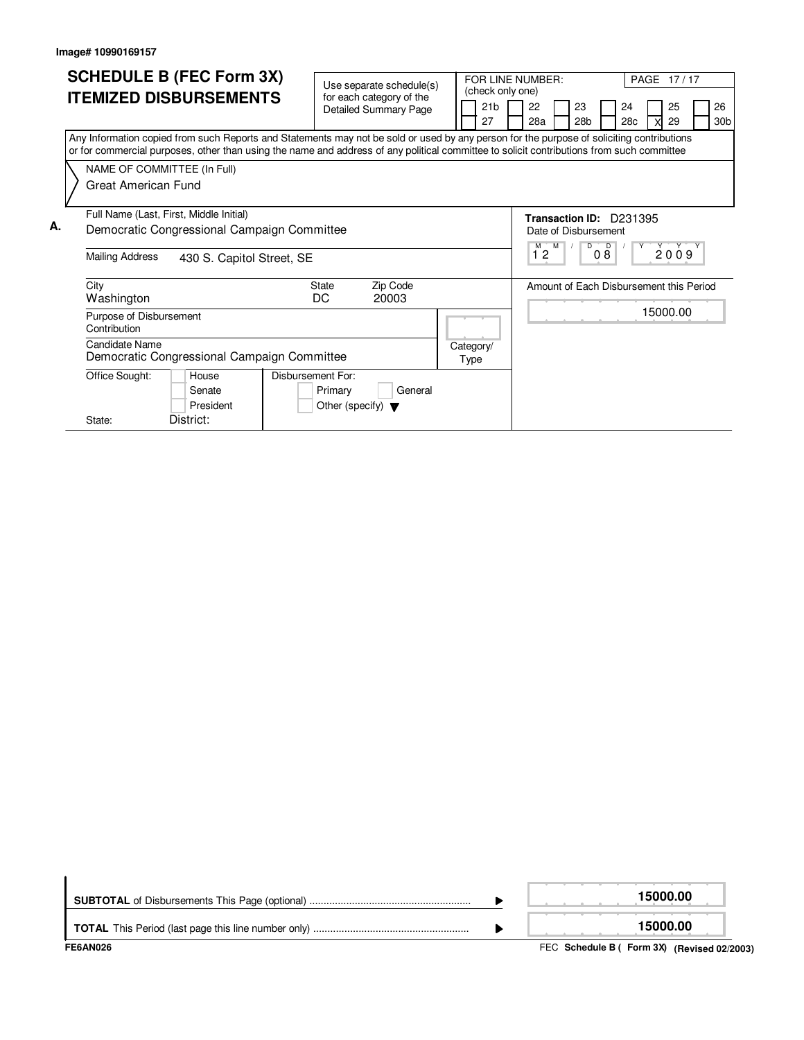Image# 10990169157

# SCHEDULE B (FEC Form 3X)
# ITEMIZED DISBURSEMENTS

Use separate schedule(s) for each category of the Detailed Summary Page

FOR LINE NUMBER: (check only one)

| | | | | | |
|---|---|---|---|---|---|
| [ ] 21b | [ ] 22 | [ ] 23 | [ ] 24 | [ ] 25 | [ ] 26 |
| [ ] 27 | [ ] 28a | [ ] 28b | [ ] 28c | [X] 29 | [ ] 30b |

Any Information copied from such Reports and Statements may not be sold or used by any person for the purpose of soliciting contributions or for commercial purposes, other than using the name and address of any political committee to solicit contributions from such committee

NAME OF COMMITTEE (In Full)
Great American Fund

**A.**

Full Name (Last, First, Middle Initial): Democratic Congressional Campaign Committee

Mailing Address: 430 S. Capitol Street, SE

City: Washington
State: DC
Zip Code: 20003

Purpose of Disbursement: Contribution

Candidate Name: Democratic Congressional Campaign Committee

Category/Type:

Office Sought: [ ] House [ ] Senate [ ] President

State: District:

Disbursement For: [ ] Primary [ ] General [ ] Other (specify)

**Transaction ID:** D231395

Date of Disbursement: 12 / 08 / 2009

Amount of Each Disbursement this Period: 15000.00

| | |
|---|---|
| **SUBTOTAL** of Disbursements This Page (optional) | 15000.00 |
| **TOTAL** This Period (last page this line number only) | 15000.00 |

FE6AN026

FEC **Schedule B ( Form 3X) (Revised 02/2003)**